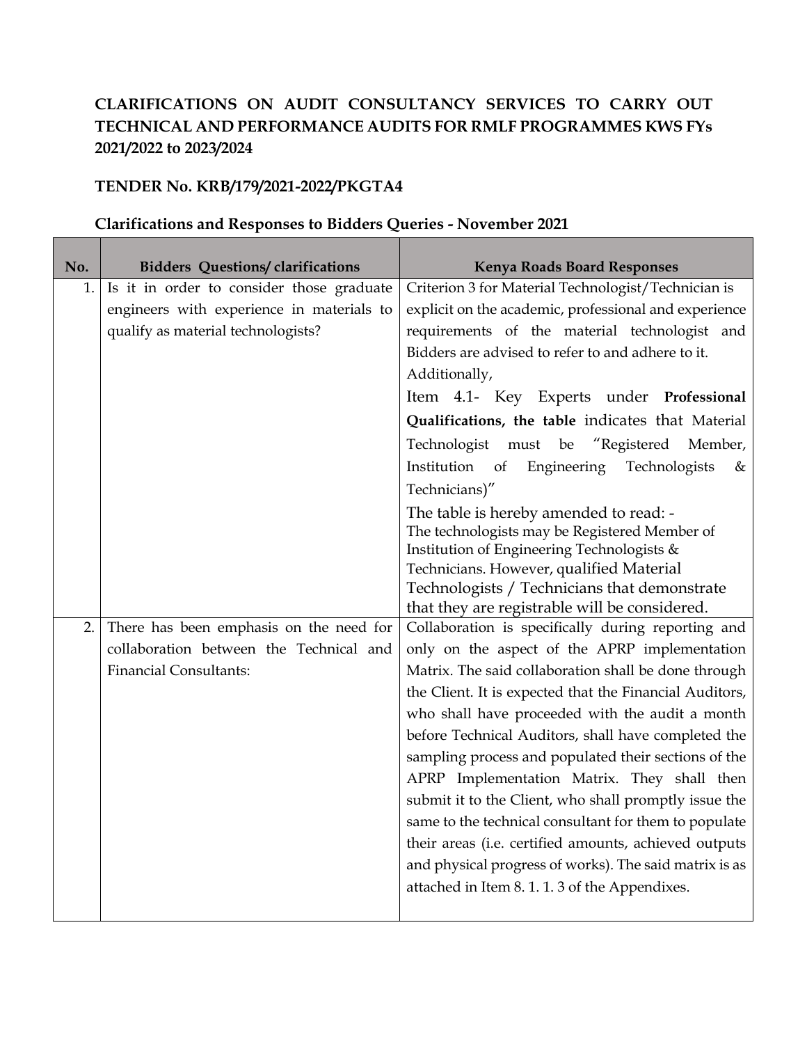**CLARIFICATIONS ON AUDIT CONSULTANCY SERVICES TO CARRY OUT TECHNICAL AND PERFORMANCE AUDITS FOR RMLF PROGRAMMES KWS FYs 2021/2022 to 2023/2024**

**TENDER No. KRB/179/2021-2022/PKGTA4**

**Clarifications and Responses to Bidders Queries - November 2021**

| No. | Bidders Questions/ clarifications | Kenya Roads Board Responses |
|---|---|---|
| 1. | Is it in order to consider those graduate engineers with experience in materials to qualify as material technologists? | Criterion 3 for Material Technologist/Technician is explicit on the academic, professional and experience requirements of the material technologist and Bidders are advised to refer to and adhere to it.<br>Additionally,<br>Item 4.1- Key Experts under **Professional Qualifications, the table** indicates that Material Technologist must be "Registered Member, Institution of Engineering Technologists & Technicians)"<br>The table is hereby amended to read: -<br>The technologists may be Registered Member of Institution of Engineering Technologists & Technicians. However, qualified Material Technologists / Technicians that demonstrate that they are registrable will be considered. |
| 2. | There has been emphasis on the need for collaboration between the Technical and Financial Consultants: | Collaboration is specifically during reporting and only on the aspect of the APRP implementation Matrix. The said collaboration shall be done through the Client. It is expected that the Financial Auditors, who shall have proceeded with the audit a month before Technical Auditors, shall have completed the sampling process and populated their sections of the APRP Implementation Matrix. They shall then submit it to the Client, who shall promptly issue the same to the technical consultant for them to populate their areas (i.e. certified amounts, achieved outputs and physical progress of works). The said matrix is as attached in Item 8. 1. 1. 3 of the Appendixes. |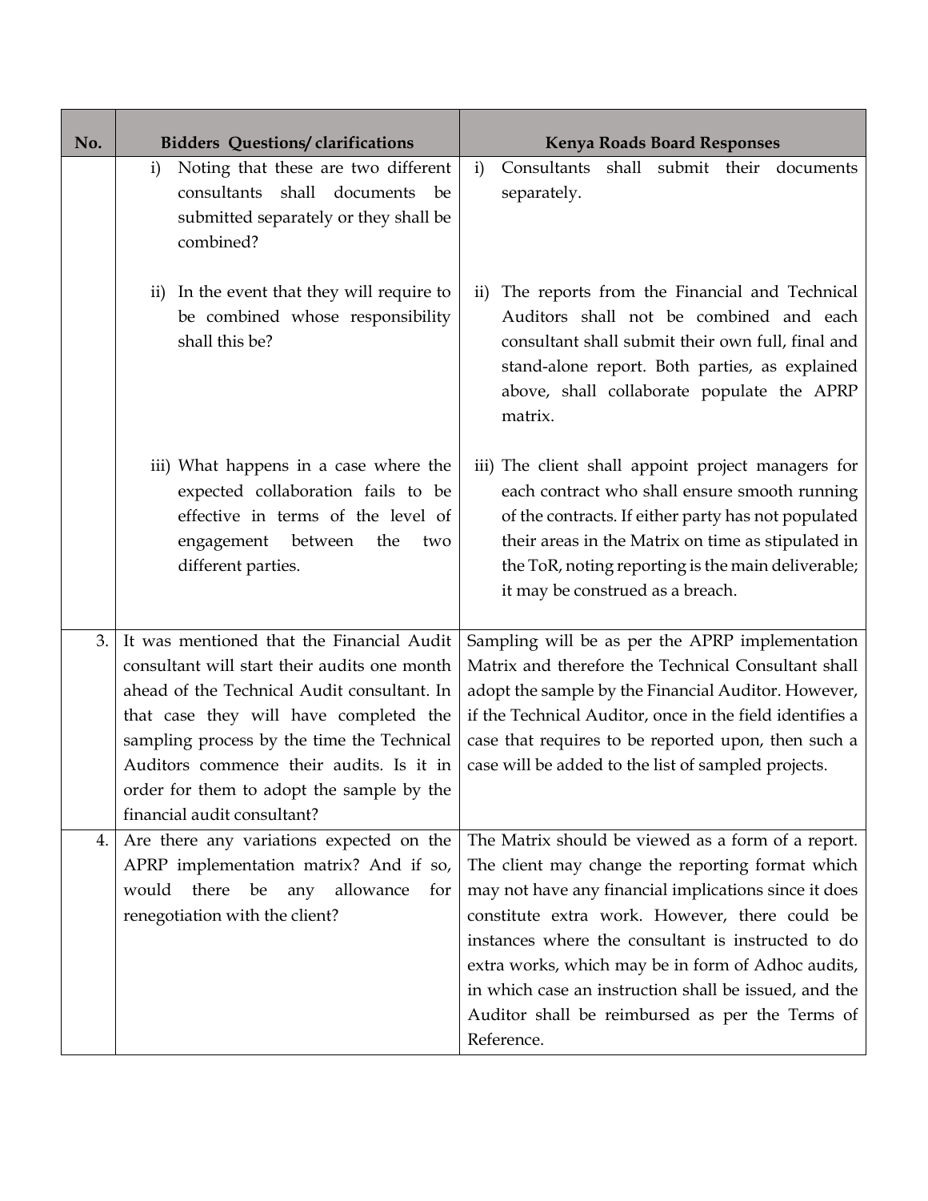| No. | Bidders Questions/ clarifications | Kenya Roads Board Responses |
|---|---|---|
| | i) Noting that these are two different consultants shall documents be submitted separately or they shall be combined? | i) Consultants shall submit their documents separately. |
| | ii) In the event that they will require to be combined whose responsibility shall this be? | ii) The reports from the Financial and Technical Auditors shall not be combined and each consultant shall submit their own full, final and stand-alone report. Both parties, as explained above, shall collaborate populate the APRP matrix. |
| | iii) What happens in a case where the expected collaboration fails to be effective in terms of the level of engagement between the two different parties. | iii) The client shall appoint project managers for each contract who shall ensure smooth running of the contracts. If either party has not populated their areas in the Matrix on time as stipulated in the ToR, noting reporting is the main deliverable; it may be construed as a breach. |
| 3. | It was mentioned that the Financial Audit consultant will start their audits one month ahead of the Technical Audit consultant. In that case they will have completed the sampling process by the time the Technical Auditors commence their audits. Is it in order for them to adopt the sample by the financial audit consultant? | Sampling will be as per the APRP implementation Matrix and therefore the Technical Consultant shall adopt the sample by the Financial Auditor. However, if the Technical Auditor, once in the field identifies a case that requires to be reported upon, then such a case will be added to the list of sampled projects. |
| 4. | Are there any variations expected on the APRP implementation matrix? And if so, would there be any allowance for renegotiation with the client? | The Matrix should be viewed as a form of a report. The client may change the reporting format which may not have any financial implications since it does constitute extra work. However, there could be instances where the consultant is instructed to do extra works, which may be in form of Adhoc audits, in which case an instruction shall be issued, and the Auditor shall be reimbursed as per the Terms of Reference. |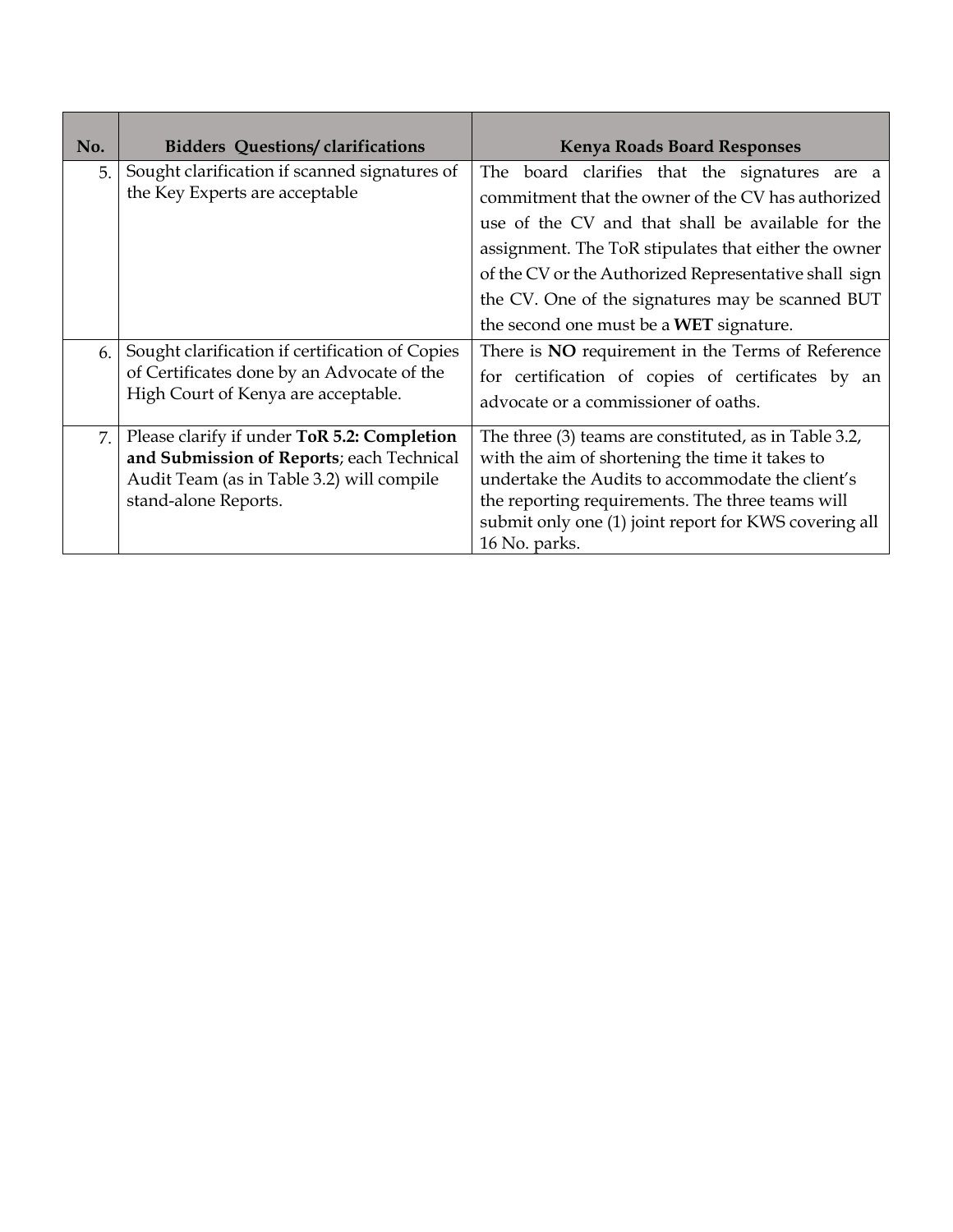| No. | Bidders Questions/ clarifications | Kenya Roads Board Responses |
|---|---|---|
| 5. | Sought clarification if scanned signatures of the Key Experts are acceptable | The board clarifies that the signatures are a commitment that the owner of the CV has authorized use of the CV and that shall be available for the assignment. The ToR stipulates that either the owner of the CV or the Authorized Representative shall sign the CV. One of the signatures may be scanned BUT the second one must be a **WET** signature. |
| 6. | Sought clarification if certification of Copies of Certificates done by an Advocate of the High Court of Kenya are acceptable. | There is **NO** requirement in the Terms of Reference for certification of copies of certificates by an advocate or a commissioner of oaths. |
| 7. | Please clarify if under **ToR 5.2: Completion and Submission of Reports**; each Technical Audit Team (as in Table 3.2) will compile stand-alone Reports. | The three (3) teams are constituted, as in Table 3.2, with the aim of shortening the time it takes to undertake the Audits to accommodate the client's the reporting requirements. The three teams will submit only one (1) joint report for KWS covering all 16 No. parks. |